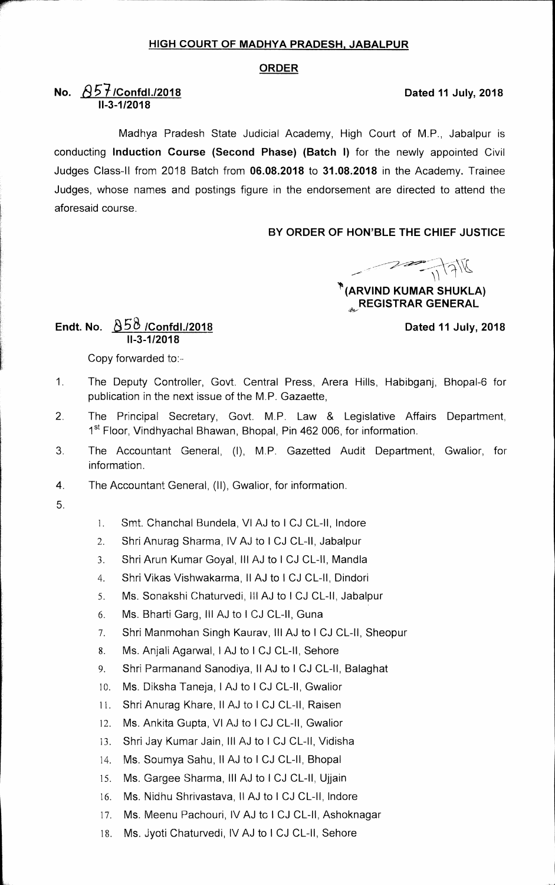**HIGH COURT OF MADHYA PRADESH, JABALPUR**

**ORDER**

**No. 857/Confdl./2018**
**II-3-1/2018**

**Dated 11 July, 2018**

Madhya Pradesh State Judicial Academy, High Court of M.P., Jabalpur is conducting **Induction Course (Second Phase) (Batch I)** for the newly appointed Civil Judges Class-II from 2018 Batch from **06.08.2018** to **31.08.2018** in the Academy. Trainee Judges, whose names and postings figure in the endorsement are directed to attend the aforesaid course.

**BY ORDER OF HON'BLE THE CHIEF JUSTICE**

**(ARVIND KUMAR SHUKLA)**
**REGISTRAR GENERAL**

**Endt. No. 858/Confdl./2018**
**II-3-1/2018**

**Dated 11 July, 2018**

Copy forwarded to:-

1. The Deputy Controller, Govt. Central Press, Arera Hills, Habibganj, Bhopal-6 for publication in the next issue of the M.P. Gazaette,
2. The Principal Secretary, Govt. M.P. Law & Legislative Affairs Department, 1st Floor, Vindhyachal Bhawan, Bhopal, Pin 462 006, for information.
3. The Accountant General, (I), M.P. Gazetted Audit Department, Gwalior, for information.
4. The Accountant General, (II), Gwalior, for information.
5. 
    1. Smt. Chanchal Bundela, VI AJ to I CJ CL-II, Indore
    2. Shri Anurag Sharma, IV AJ to I CJ CL-II, Jabalpur
    3. Shri Arun Kumar Goyal, III AJ to I CJ CL-II, Mandla
    4. Shri Vikas Vishwakarma, II AJ to I CJ CL-II, Dindori
    5. Ms. Sonakshi Chaturvedi, III AJ to I CJ CL-II, Jabalpur
    6. Ms. Bharti Garg, III AJ to I CJ CL-II, Guna
    7. Shri Manmohan Singh Kaurav, III AJ to I CJ CL-II, Sheopur
    8. Ms. Anjali Agarwal, I AJ to I CJ CL-II, Sehore
    9. Shri Parmanand Sanodiya, II AJ to I CJ CL-II, Balaghat
    10. Ms. Diksha Taneja, I AJ to I CJ CL-II, Gwalior
    11. Shri Anurag Khare, II AJ to I CJ CL-II, Raisen
    12. Ms. Ankita Gupta, VI AJ to I CJ CL-II, Gwalior
    13. Shri Jay Kumar Jain, III AJ to I CJ CL-II, Vidisha
    14. Ms. Soumya Sahu, II AJ to I CJ CL-II, Bhopal
    15. Ms. Gargee Sharma, III AJ to I CJ CL-II, Ujjain
    16. Ms. Nidhu Shrivastava, II AJ to I CJ CL-II, Indore
    17. Ms. Meenu Pachouri, IV AJ to I CJ CL-II, Ashoknagar
    18. Ms. Jyoti Chaturvedi, IV AJ to I CJ CL-II, Sehore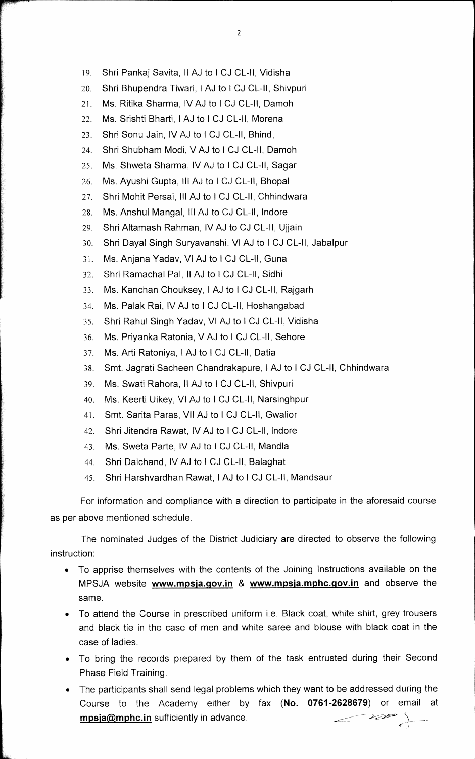19. Shri Pankaj Savita, II AJ to I CJ CL-II, Vidisha
20. Shri Bhupendra Tiwari, I AJ to I CJ CL-II, Shivpuri
21. Ms. Ritika Sharma, IV AJ to I CJ CL-II, Damoh
22. Ms. Srishti Bharti, I AJ to I CJ CL-II, Morena
23. Shri Sonu Jain, IV AJ to I CJ CL-II, Bhind,
24. Shri Shubham Modi, V AJ to I CJ CL-II, Damoh
25. Ms. Shweta Sharma, IV AJ to I CJ CL-II, Sagar
26. Ms. Ayushi Gupta, III AJ to I CJ CL-II, Bhopal
27. Shri Mohit Persai, III AJ to I CJ CL-II, Chhindwara
28. Ms. Anshul Mangal, III AJ to CJ CL-II, Indore
29. Shri Altamash Rahman, IV AJ to CJ CL-II, Ujjain
30. Shri Dayal Singh Suryavanshi, VI AJ to I CJ CL-II, Jabalpur
31. Ms. Anjana Yadav, VI AJ to I CJ CL-II, Guna
32. Shri Ramachal Pal, II AJ to I CJ CL-II, Sidhi
33. Ms. Kanchan Chouksey, I AJ to I CJ CL-II, Rajgarh
34. Ms. Palak Rai, IV AJ to I CJ CL-II, Hoshangabad
35. Shri Rahul Singh Yadav, VI AJ to I CJ CL-II, Vidisha
36. Ms. Priyanka Ratonia, V AJ to I CJ CL-II, Sehore
37. Ms. Arti Ratoniya, I AJ to I CJ CL-II, Datia
38. Smt. Jagrati Sacheen Chandrakapure, I AJ to I CJ CL-II, Chhindwara
39. Ms. Swati Rahora, II AJ to I CJ CL-II, Shivpuri
40. Ms. Keerti Uikey, VI AJ to I CJ CL-II, Narsinghpur
41. Smt. Sarita Paras, VII AJ to I CJ CL-II, Gwalior
42. Shri Jitendra Rawat, IV AJ to I CJ CL-II, Indore
43. Ms. Sweta Parte, IV AJ to I CJ CL-II, Mandla
44. Shri Dalchand, IV AJ to I CJ CL-II, Balaghat
45. Shri Harshvardhan Rawat, I AJ to I CJ CL-II, Mandsaur

For information and compliance with a direction to participate in the aforesaid course as per above mentioned schedule.

The nominated Judges of the District Judiciary are directed to observe the following instruction:

- To apprise themselves with the contents of the Joining Instructions available on the MPSJA website **www.mpsja.gov.in** & **www.mpsja.mphc.gov.in** and observe the same.
- To attend the Course in prescribed uniform i.e. Black coat, white shirt, grey trousers and black tie in the case of men and white saree and blouse with black coat in the case of ladies.
- To bring the records prepared by them of the task entrusted during their Second Phase Field Training.
- The participants shall send legal problems which they want to be addressed during the Course to the Academy either by fax (**No. 0761-2628679**) or email at **mpsja@mphc.in** sufficiently in advance.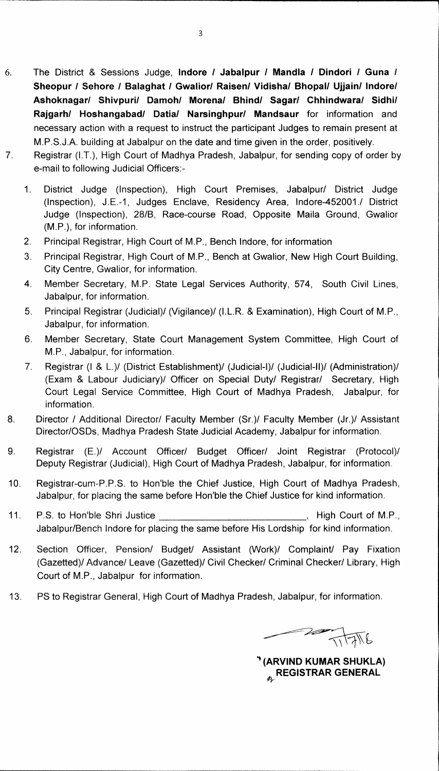6. The District & Sessions Judge, **Indore / Jabalpur / Mandla / Dindori / Guna / Sheopur / Sehore / Balaghat / Gwalior/ Raisen/ Vidisha/ Bhopal/ Ujjain/ Indore/ Ashoknagar/ Shivpuri/ Damoh/ Morena/ Bhind/ Sagar/ Chhindwara/ Sidhi/ Rajgarh/ Hoshangabad/ Datia/ Narsinghpur/ Mandsaur** for information and necessary action with a request to instruct the participant Judges to remain present at M.P.S.J.A. building at Jabalpur on the date and time given in the order, positively.
7. Registrar (I.T.), High Court of Madhya Pradesh, Jabalpur, for sending copy of order by e-mail to following Judicial Officers:-
   1. District Judge (Inspection), High Court Premises, Jabalpur/ District Judge (Inspection), J.E.-1, Judges Enclave, Residency Area, Indore-452001./ District Judge (Inspection), 28/B, Race-course Road, Opposite Maila Ground, Gwalior (M.P.), for information.
   2. Principal Registrar, High Court of M.P., Bench Indore, for information
   3. Principal Registrar, High Court of M.P., Bench at Gwalior, New High Court Building, City Centre, Gwalior, for information.
   4. Member Secretary, M.P. State Legal Services Authority, 574, South Civil Lines, Jabalpur, for information.
   5. Principal Registrar (Judicial)/ (Vigilance)/ (I.L.R. & Examination), High Court of M.P., Jabalpur, for information.
   6. Member Secretary, State Court Management System Committee, High Court of M.P., Jabalpur, for information.
   7. Registrar (I & L.)/ (District Establishment)/ (Judicial-I)/ (Judicial-II)/ (Administration)/ (Exam & Labour Judiciary)/ Officer on Special Duty/ Registrar/ Secretary, High Court Legal Service Committee, High Court of Madhya Pradesh, Jabalpur, for information.
8. Director / Additional Director/ Faculty Member (Sr.)/ Faculty Member (Jr.)/ Assistant Director/OSDs, Madhya Pradesh State Judicial Academy, Jabalpur for information.
9. Registrar (E.)/ Account Officer/ Budget Officer/ Joint Registrar (Protocol)/ Deputy Registrar (Judicial), High Court of Madhya Pradesh, Jabalpur, for information.
10. Registrar-cum-P.P.S. to Hon'ble the Chief Justice, High Court of Madhya Pradesh, Jabalpur, for placing the same before Hon'ble the Chief Justice for kind information.
11. P.S. to Hon'ble Shri Justice ____________________________, High Court of M.P., Jabalpur/Bench Indore for placing the same before His Lordship for kind information.
12. Section Officer, Pension/ Budget/ Assistant (Work)/ Complaint/ Pay Fixation (Gazetted)/ Advance/ Leave (Gazetted)/ Civil Checker/ Criminal Checker/ Library, High Court of M.P., Jabalpur for information.
13. PS to Registrar General, High Court of Madhya Pradesh, Jabalpur, for information.

11/7/18

**(ARVIND KUMAR SHUKLA)**
**REGISTRAR GENERAL**